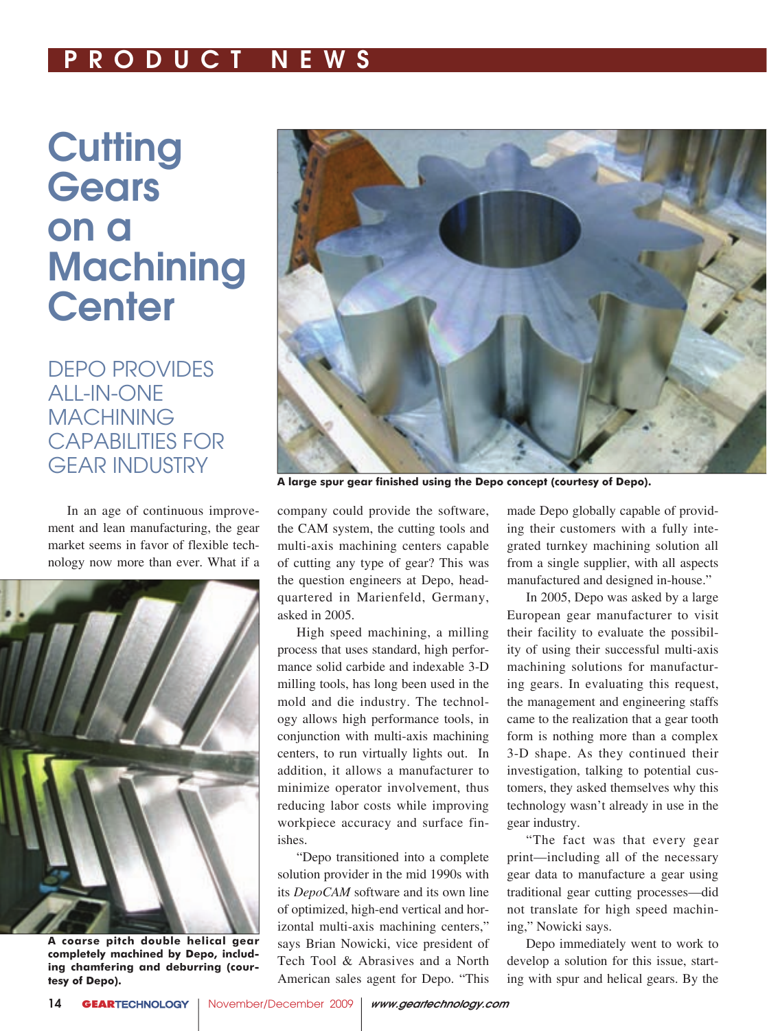# Cutting Gears on a Machining Center

## DEPO PROVIDES ALL-IN-ONE MACHINING CAPABILITIES FOR GEAR INDUSTRY

A large spur gear finished using the Depo concept (courtesy of Depo).

In an age of continuous improvement and lean manufacturing, the gear market seems in favor of flexible technology now more than ever. What if a company could provide the software, the CAM system, the cutting tools and multi-axis machining centers capable of cutting any type of gear? This was the question engineers at Depo, headquartered in Marienfeld, Germany, asked in 2005.

A coarse pitch double helical gear completely machined by Depo, including chamfering and deburring (courtesy of Depo).

High speed machining, a milling process that uses standard, high performance solid carbide and indexable 3-D milling tools, has long been used in the mold and die industry. The technology allows high performance tools, in conjunction with multi-axis machining centers, to run virtually lights out. In addition, it allows a manufacturer to minimize operator involvement, thus reducing labor costs while improving workpiece accuracy and surface finishes.

"Depo transitioned into a complete solution provider in the mid 1990s with its *DepoCAM* software and its own line of optimized, high-end vertical and horizontal multi-axis machining centers," says Brian Nowicki, vice president of Tech Tool & Abrasives and a North American sales agent for Depo. "This made Depo globally capable of providing their customers with a fully integrated turnkey machining solution all from a single supplier, with all aspects manufactured and designed in-house."

In 2005, Depo was asked by a large European gear manufacturer to visit their facility to evaluate the possibility of using their successful multi-axis machining solutions for manufacturing gears. In evaluating this request, the management and engineering staffs came to the realization that a gear tooth form is nothing more than a complex 3-D shape. As they continued their investigation, talking to potential customers, they asked themselves why this technology wasn't already in use in the gear industry.

"The fact was that every gear print—including all of the necessary gear data to manufacture a gear using traditional gear cutting processes—did not translate for high speed machining," Nowicki says.

Depo immediately went to work to develop a solution for this issue, starting with spur and helical gears. By the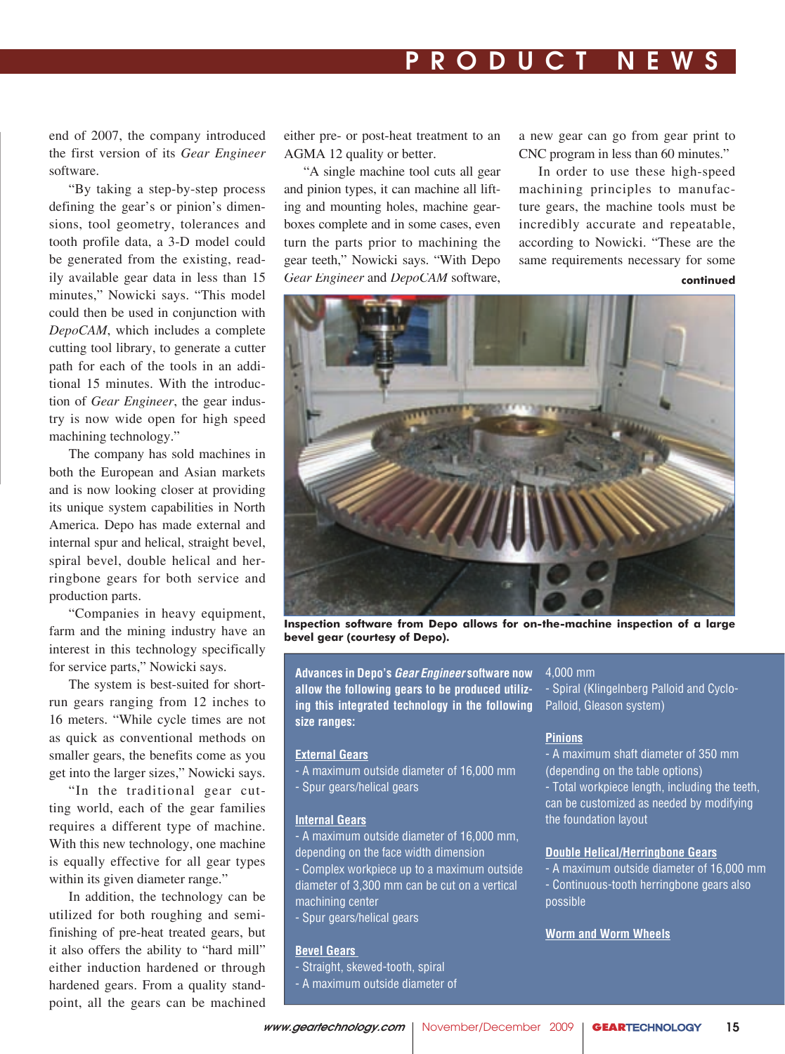end of 2007, the company introduced the first version of its *Gear Engineer* software.

"By taking a step-by-step process defining the gear's or pinion's dimensions, tool geometry, tolerances and tooth profile data, a 3-D model could be generated from the existing, readily available gear data in less than 15 minutes," Nowicki says. "This model could then be used in conjunction with *DepoCAM*, which includes a complete cutting tool library, to generate a cutter path for each of the tools in an additional 15 minutes. With the introduction of *Gear Engineer*, the gear industry is now wide open for high speed machining technology."

The company has sold machines in both the European and Asian markets and is now looking closer at providing its unique system capabilities in North America. Depo has made external and internal spur and helical, straight bevel, spiral bevel, double helical and herringbone gears for both service and production parts.

"Companies in heavy equipment, farm and the mining industry have an interest in this technology specifically for service parts," Nowicki says.

The system is best-suited for short-run gears ranging from 12 inches to 16 meters. "While cycle times are not as quick as conventional methods on smaller gears, the benefits come as you get into the larger sizes," Nowicki says.

"In the traditional gear cutting world, each of the gear families requires a different type of machine. With this new technology, one machine is equally effective for all gear types within its given diameter range."

In addition, the technology can be utilized for both roughing and semi-finishing of pre-heat treated gears, but it also offers the ability to "hard mill" either induction hardened or through hardened gears. From a quality standpoint, all the gears can be machined either pre- or post-heat treatment to an AGMA 12 quality or better.

"A single machine tool cuts all gear and pinion types, it can machine all lifting and mounting holes, machine gearboxes complete and in some cases, even turn the parts prior to machining the gear teeth," Nowicki says. "With Depo *Gear Engineer* and *DepoCAM* software, a new gear can go from gear print to CNC program in less than 60 minutes."

In order to use these high-speed machining principles to manufacture gears, the machine tools must be incredibly accurate and repeatable, according to Nowicki. "These are the same requirements necessary for some

**continued**

Inspection software from Depo allows for on-the-machine inspection of a large bevel gear (courtesy of Depo).

**Advances in Depo's *Gear Engineer* software now allow the following gears to be produced utilizing this integrated technology in the following size ranges:**

**External Gears**
- A maximum outside diameter of 16,000 mm
- Spur gears/helical gears

**Internal Gears**
- A maximum outside diameter of 16,000 mm, depending on the face width dimension
- Complex workpiece up to a maximum outside diameter of 3,300 mm can be cut on a vertical machining center
- Spur gears/helical gears

**Bevel Gears**
- Straight, skewed-tooth, spiral
- A maximum outside diameter of 4,000 mm
- Spiral (Klingelnberg Palloid and Cyclo-Palloid, Gleason system)

**Pinions**
- A maximum shaft diameter of 350 mm (depending on the table options)
- Total workpiece length, including the teeth, can be customized as needed by modifying the foundation layout

**Double Helical/Herringbone Gears**
- A maximum outside diameter of 16,000 mm
- Continuous-tooth herringbone gears also possible

**Worm and Worm Wheels**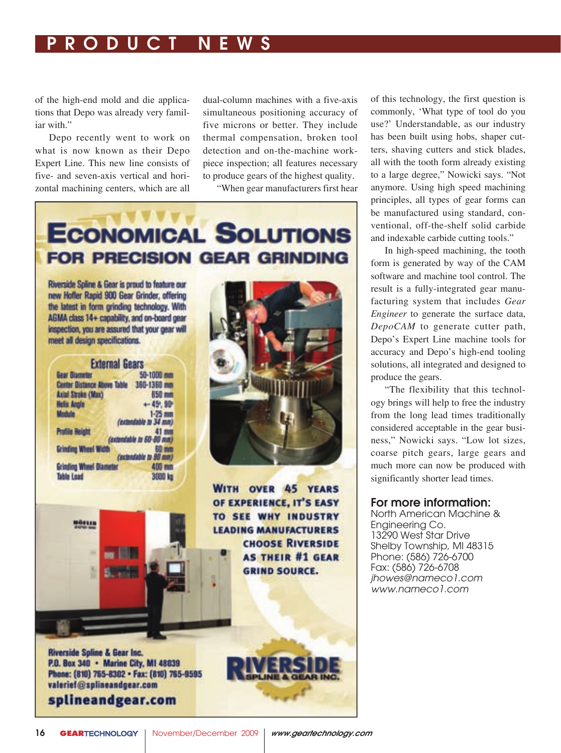# PRODUCT NEWS

of the high-end mold and die applications that Depo was already very familiar with."

Depo recently went to work on what is now known as their Depo Expert Line. This new line consists of five- and seven-axis vertical and horizontal machining centers, which are all dual-column machines with a five-axis simultaneous positioning accuracy of five microns or better. They include thermal compensation, broken tool detection and on-the-machine workpiece inspection; all features necessary to produce gears of the highest quality.

"When gear manufacturers first hear of this technology, the first question is commonly, 'What type of tool do you use?' Understandable, as our industry has been built using hobs, shaper cutters, shaving cutters and stick blades, all with the tooth form already existing to a large degree," Nowicki says. "Not anymore. Using high speed machining principles, all types of gear forms can be manufactured using standard, conventional, off-the-shelf solid carbide and indexable carbide cutting tools."

In high-speed machining, the tooth form is generated by way of the CAM software and machine tool control. The result is a fully-integrated gear manufacturing system that includes *Gear Engineer* to generate the surface data, *DepoCAM* to generate cutter path, Depo's Expert Line machine tools for accuracy and Depo's high-end tooling solutions, all integrated and designed to produce the gears.

"The flexibility that this technology brings will help to free the industry from the long lead times traditionally considered acceptable in the gear business," Nowicki says. "Low lot sizes, coarse pitch gears, large gears and much more can now be produced with significantly shorter lead times.

## For more information:

North American Machine & Engineering Co.
13290 West Star Drive
Shelby Township, MI 48315
Phone: (586) 726-6700
Fax: (586) 726-6708
*jhowes@nameco1.com*
*www.nameco1.com*

# ECONOMICAL SOLUTIONS FOR PRECISION GEAR GRINDING

Riverside Spline & Gear is proud to feature our new Hofler Rapid 900 Gear Grinder, offering the latest in form grinding technology. With AGMA class 14+ capability, and on-board gear inspection, you are assured that your gear will meet all design specifications.

**External Gears**

| | |
|---|---|
| Gear Diameter | 50-1000 mm |
| Center Distance Above Table | 360-1360 mm |
| Axial Stroke (Max) | 650 mm |
| Helix Angle | +-45°, 90° |
| Module | 1-25 mm (extendable to 34 mm) |
| Profile Height | 41 mm (extendable to 60-80 mm) |
| Grinding Wheel Width | 60 mm (extendable to 90 mm) |
| Grinding Wheel Diameter | 400 mm |
| Table Load | 3000 kg |

WITH OVER 45 YEARS OF EXPERIENCE, IT'S EASY TO SEE WHY INDUSTRY LEADING MANUFACTURERS CHOOSE RIVERSIDE AS THEIR #1 GEAR GRIND SOURCE.

Riverside Spline & Gear Inc.
P.O. Box 340 • Marine City, MI 48039
Phone: (810) 765-8302 • Fax: (810) 765-9595
valerief@splineandgear.com
**splineandgear.com**

RIVERSIDE SPLINE & GEAR INC.